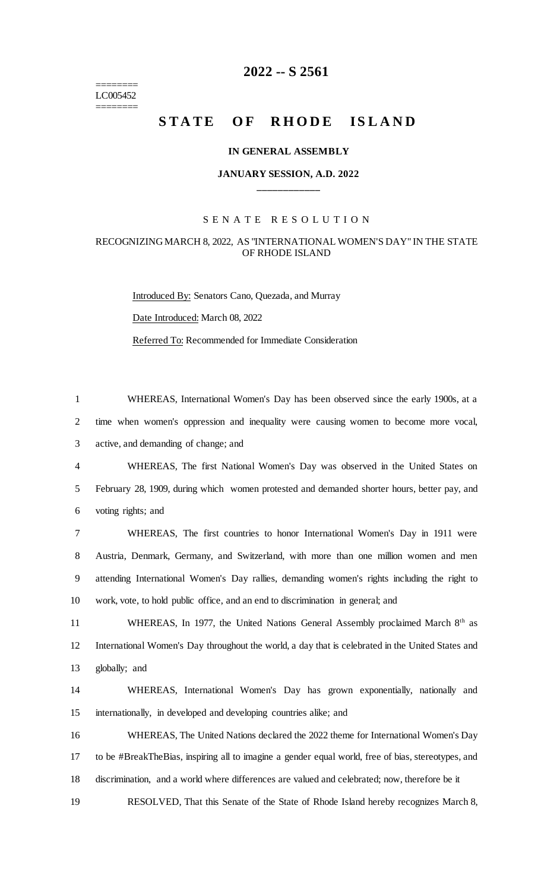# 2022 -- S 2561

========
LC005452
========

# STATE OF RHODE ISLAND

### IN GENERAL ASSEMBLY

### JANUARY SESSION, A.D. 2022

____________

S E N A T E   R E S O L U T I O N

RECOGNIZING MARCH 8, 2022, AS "INTERNATIONAL WOMEN'S DAY" IN THE STATE OF RHODE ISLAND

Introduced By: Senators Cano, Quezada, and Murray

Date Introduced: March 08, 2022

Referred To: Recommended for Immediate Consideration

1 WHEREAS, International Women's Day has been observed since the early 1900s, at a
2 time when women's oppression and inequality were causing women to become more vocal,
3 active, and demanding of change; and

4 WHEREAS, The first National Women's Day was observed in the United States on
5 February 28, 1909, during which women protested and demanded shorter hours, better pay, and
6 voting rights; and

7 WHEREAS, The first countries to honor International Women's Day in 1911 were
8 Austria, Denmark, Germany, and Switzerland, with more than one million women and men
9 attending International Women's Day rallies, demanding women's rights including the right to
10 work, vote, to hold public office, and an end to discrimination in general; and

11 WHEREAS, In 1977, the United Nations General Assembly proclaimed March 8th as
12 International Women's Day throughout the world, a day that is celebrated in the United States and
13 globally; and

14 WHEREAS, International Women's Day has grown exponentially, nationally and
15 internationally, in developed and developing countries alike; and

16 WHEREAS, The United Nations declared the 2022 theme for International Women's Day
17 to be #BreakTheBias, inspiring all to imagine a gender equal world, free of bias, stereotypes, and
18 discrimination, and a world where differences are valued and celebrated; now, therefore be it

19 RESOLVED, That this Senate of the State of Rhode Island hereby recognizes March 8,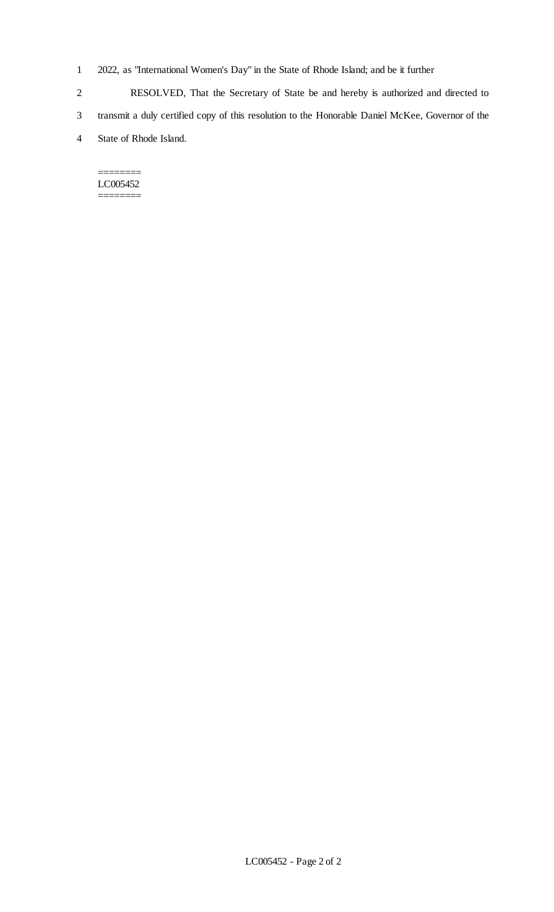2022, as "International Women's Day" in the State of Rhode Island; and be it further

RESOLVED, That the Secretary of State be and hereby is authorized and directed to transmit a duly certified copy of this resolution to the Honorable Daniel McKee, Governor of the State of Rhode Island.

========
LC005452
========